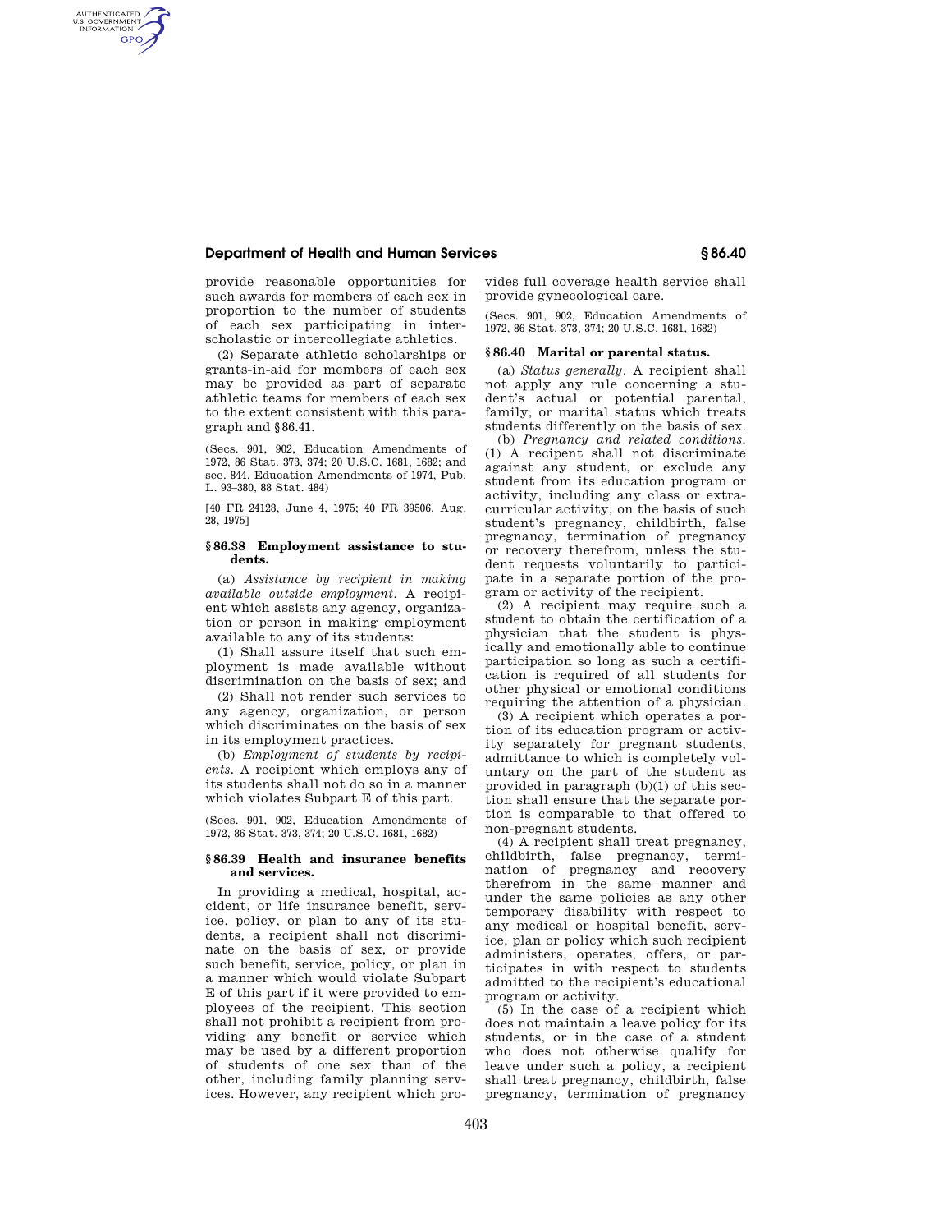provide reasonable opportunities for such awards for members of each sex in proportion to the number of students of each sex participating in interscholastic or intercollegiate athletics.

(2) Separate athletic scholarships or grants-in-aid for members of each sex may be provided as part of separate athletic teams for members of each sex to the extent consistent with this paragraph and §86.41.

(Secs. 901, 902, Education Amendments of 1972, 86 Stat. 373, 374; 20 U.S.C. 1681, 1682; and sec. 844, Education Amendments of 1974, Pub. L. 93–380, 88 Stat. 484)

[40 FR 24128, June 4, 1975; 40 FR 39506, Aug. 28, 1975]

### § 86.38 Employment assistance to students.

(a) *Assistance by recipient in making available outside employment.* A recipient which assists any agency, organization or person in making employment available to any of its students:

(1) Shall assure itself that such employment is made available without discrimination on the basis of sex; and

(2) Shall not render such services to any agency, organization, or person which discriminates on the basis of sex in its employment practices.

(b) *Employment of students by recipients.* A recipient which employs any of its students shall not do so in a manner which violates Subpart E of this part.

(Secs. 901, 902, Education Amendments of 1972, 86 Stat. 373, 374; 20 U.S.C. 1681, 1682)

### § 86.39 Health and insurance benefits and services.

In providing a medical, hospital, accident, or life insurance benefit, service, policy, or plan to any of its students, a recipient shall not discriminate on the basis of sex, or provide such benefit, service, policy, or plan in a manner which would violate Subpart E of this part if it were provided to employees of the recipient. This section shall not prohibit a recipient from providing any benefit or service which may be used by a different proportion of students of one sex than of the other, including family planning services. However, any recipient which provides full coverage health service shall provide gynecological care.

(Secs. 901, 902, Education Amendments of 1972, 86 Stat. 373, 374; 20 U.S.C. 1681, 1682)

### § 86.40 Marital or parental status.

(a) *Status generally.* A recipient shall not apply any rule concerning a student's actual or potential parental, family, or marital status which treats students differently on the basis of sex.

(b) *Pregnancy and related conditions.* (1) A recipient shall not discriminate against any student, or exclude any student from its education program or activity, including any class or extracurricular activity, on the basis of such student's pregnancy, childbirth, false pregnancy, termination of pregnancy or recovery therefrom, unless the student requests voluntarily to participate in a separate portion of the program or activity of the recipient.

(2) A recipient may require such a student to obtain the certification of a physician that the student is physically and emotionally able to continue participation so long as such a certification is required of all students for other physical or emotional conditions requiring the attention of a physician.

(3) A recipient which operates a portion of its education program or activity separately for pregnant students, admittance to which is completely voluntary on the part of the student as provided in paragraph (b)(1) of this section shall ensure that the separate portion is comparable to that offered to non-pregnant students.

(4) A recipient shall treat pregnancy, childbirth, false pregnancy, termination of pregnancy and recovery therefrom in the same manner and under the same policies as any other temporary disability with respect to any medical or hospital benefit, service, plan or policy which such recipient administers, operates, offers, or participates in with respect to students admitted to the recipient's educational program or activity.

(5) In the case of a recipient which does not maintain a leave policy for its students, or in the case of a student who does not otherwise qualify for leave under such a policy, a recipient shall treat pregnancy, childbirth, false pregnancy, termination of pregnancy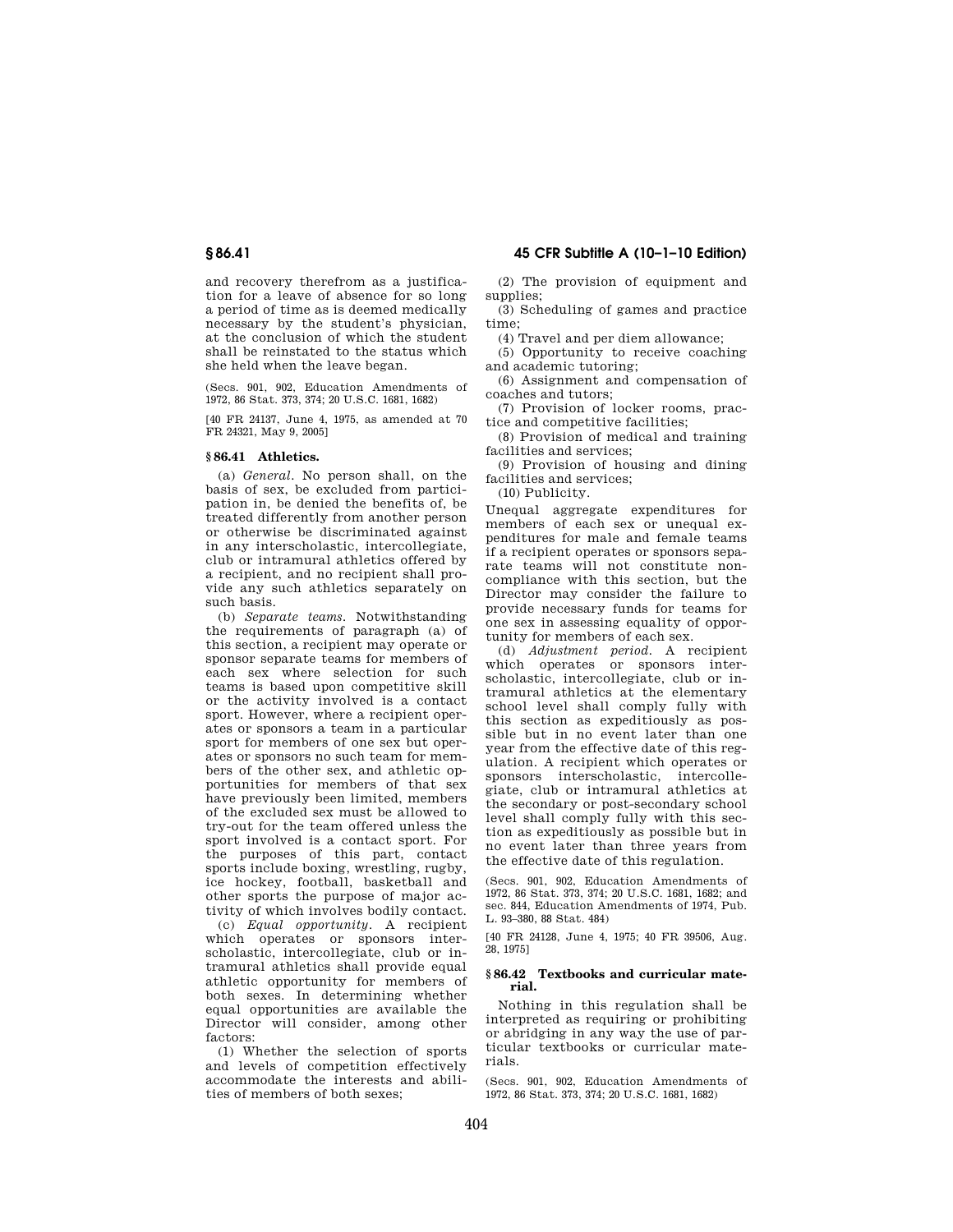and recovery therefrom as a justification for a leave of absence for so long a period of time as is deemed medically necessary by the student's physician, at the conclusion of which the student shall be reinstated to the status which she held when the leave began.

(Secs. 901, 902, Education Amendments of 1972, 86 Stat. 373, 374; 20 U.S.C. 1681, 1682)

[40 FR 24137, June 4, 1975, as amended at 70 FR 24321, May 9, 2005]

### § 86.41 Athletics.

(a) *General.* No person shall, on the basis of sex, be excluded from participation in, be denied the benefits of, be treated differently from another person or otherwise be discriminated against in any interscholastic, intercollegiate, club or intramural athletics offered by a recipient, and no recipient shall provide any such athletics separately on such basis.

(b) *Separate teams.* Notwithstanding the requirements of paragraph (a) of this section, a recipient may operate or sponsor separate teams for members of each sex where selection for such teams is based upon competitive skill or the activity involved is a contact sport. However, where a recipient operates or sponsors a team in a particular sport for members of one sex but operates or sponsors no such team for members of the other sex, and athletic opportunities for members of that sex have previously been limited, members of the excluded sex must be allowed to try-out for the team offered unless the sport involved is a contact sport. For the purposes of this part, contact sports include boxing, wrestling, rugby, ice hockey, football, basketball and other sports the purpose of major activity of which involves bodily contact.

(c) *Equal opportunity.* A recipient which operates or sponsors interscholastic, intercollegiate, club or intramural athletics shall provide equal athletic opportunity for members of both sexes. In determining whether equal opportunities are available the Director will consider, among other factors:

(1) Whether the selection of sports and levels of competition effectively accommodate the interests and abilities of members of both sexes;

(2) The provision of equipment and supplies;

(3) Scheduling of games and practice time;

(4) Travel and per diem allowance;

(5) Opportunity to receive coaching and academic tutoring;

(6) Assignment and compensation of coaches and tutors;

(7) Provision of locker rooms, practice and competitive facilities;

(8) Provision of medical and training facilities and services;

(9) Provision of housing and dining facilities and services;

(10) Publicity.

Unequal aggregate expenditures for members of each sex or unequal expenditures for male and female teams if a recipient operates or sponsors separate teams will not constitute noncompliance with this section, but the Director may consider the failure to provide necessary funds for teams for one sex in assessing equality of opportunity for members of each sex.

(d) *Adjustment period.* A recipient which operates or sponsors interscholastic, intercollegiate, club or intramural athletics at the elementary school level shall comply fully with this section as expeditiously as possible but in no event later than one year from the effective date of this regulation. A recipient which operates or sponsors interscholastic, intercollegiate, club or intramural athletics at the secondary or post-secondary school level shall comply fully with this section as expeditiously as possible but in no event later than three years from the effective date of this regulation.

(Secs. 901, 902, Education Amendments of 1972, 86 Stat. 373, 374; 20 U.S.C. 1681, 1682; and sec. 844, Education Amendments of 1974, Pub. L. 93–380, 88 Stat. 484)

[40 FR 24128, June 4, 1975; 40 FR 39506, Aug. 28, 1975]

### § 86.42 Textbooks and curricular material.

Nothing in this regulation shall be interpreted as requiring or prohibiting or abridging in any way the use of particular textbooks or curricular materials.

(Secs. 901, 902, Education Amendments of 1972, 86 Stat. 373, 374; 20 U.S.C. 1681, 1682)